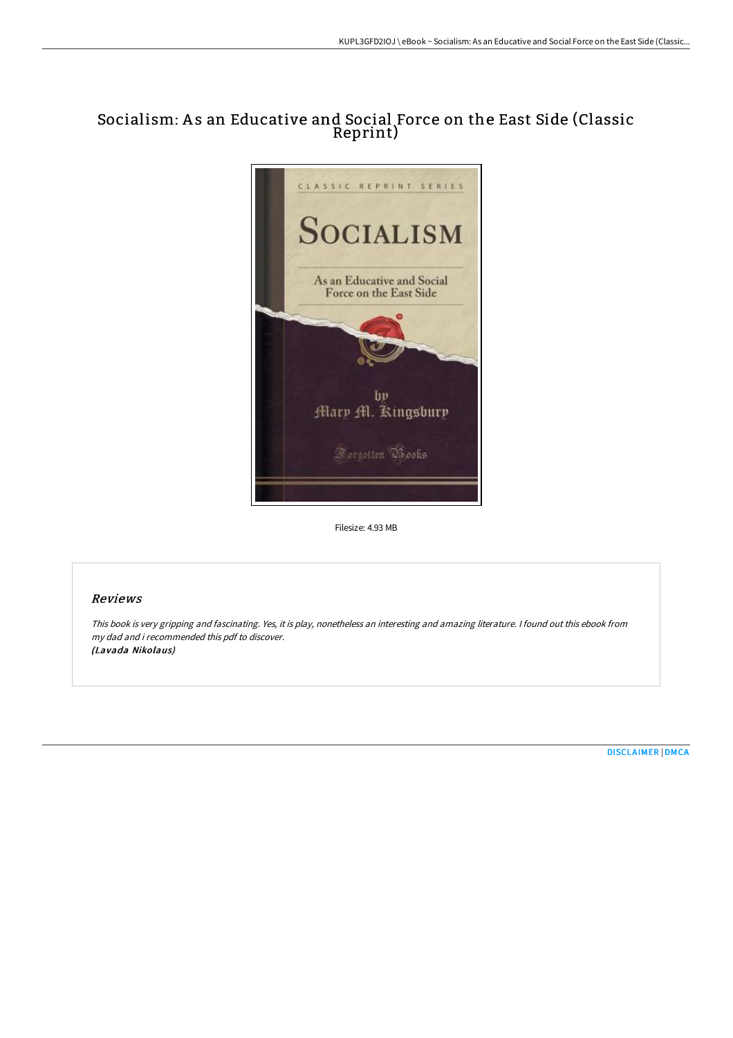# Socialism: As an Educative and Social Force on the East Side (Classic Reprint)

Filesize: 4.93 MB

## Reviews

*This book is very gripping and fascinating. Yes, it is play, nonetheless an interesting and amazing literature. I found out this ebook from my dad and i recommended this pdf to discover.*
***(Lavada Nikolaus)***

DISCLAIMER | DMCA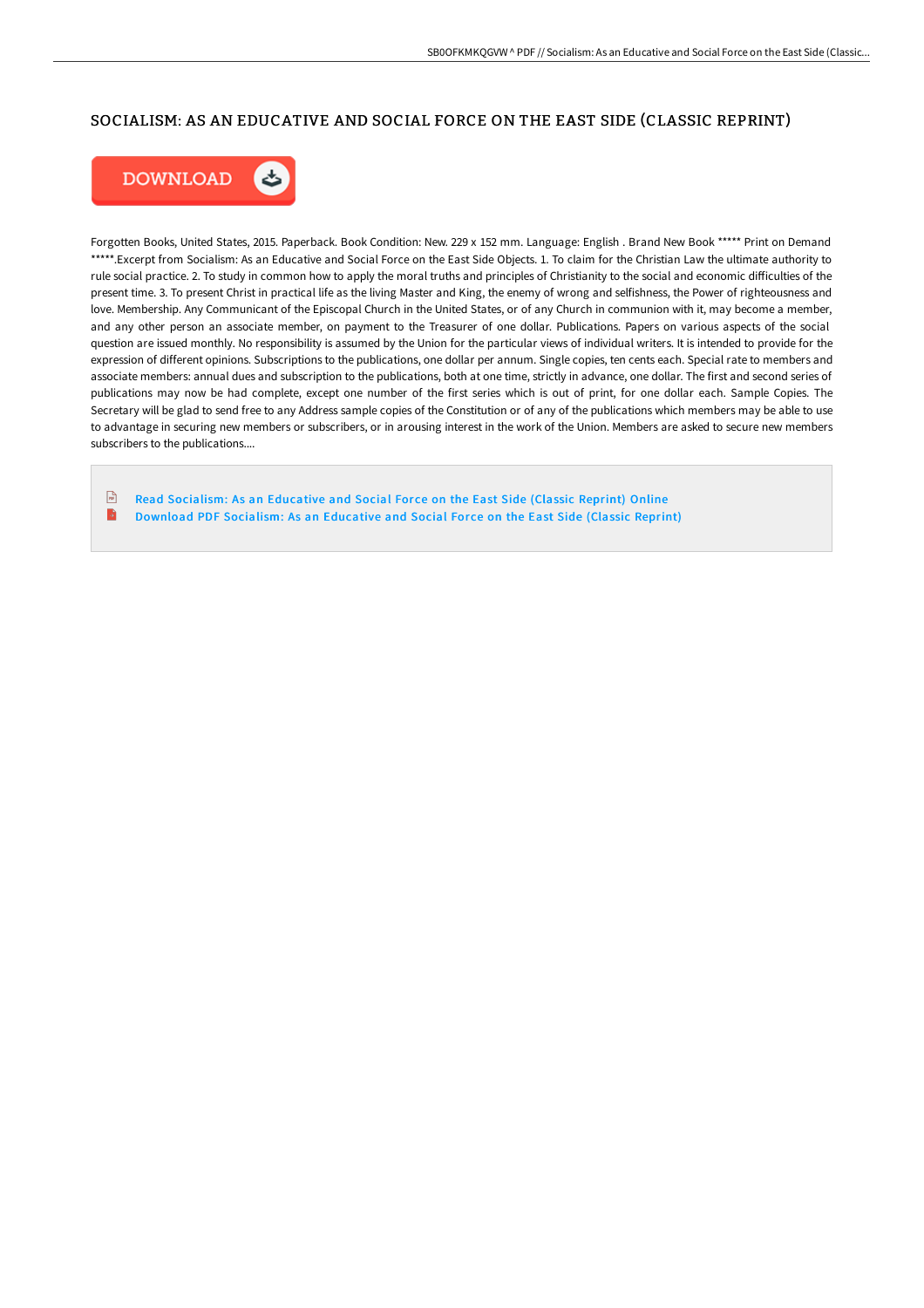# SOCIALISM: AS AN EDUCATIVE AND SOCIAL FORCE ON THE EAST SIDE (CLASSIC REPRINT)

DOWNLOAD

Forgotten Books, United States, 2015. Paperback. Book Condition: New. 229 x 152 mm. Language: English . Brand New Book ***** Print on Demand *****.Excerpt from Socialism: As an Educative and Social Force on the East Side Objects. 1. To claim for the Christian Law the ultimate authority to rule social practice. 2. To study in common how to apply the moral truths and principles of Christianity to the social and economic difficulties of the present time. 3. To present Christ in practical life as the living Master and King, the enemy of wrong and selfishness, the Power of righteousness and love. Membership. Any Communicant of the Episcopal Church in the United States, or of any Church in communion with it, may become a member, and any other person an associate member, on payment to the Treasurer of one dollar. Publications. Papers on various aspects of the social question are issued monthly. No responsibility is assumed by the Union for the particular views of individual writers. It is intended to provide for the expression of different opinions. Subscriptions to the publications, one dollar per annum. Single copies, ten cents each. Special rate to members and associate members: annual dues and subscription to the publications, both at one time, strictly in advance, one dollar. The first and second series of publications may now be had complete, except one number of the first series which is out of print, for one dollar each. Sample Copies. The Secretary will be glad to send free to any Address sample copies of the Constitution or of any of the publications which members may be able to use to advantage in securing new members or subscribers, or in arousing interest in the work of the Union. Members are asked to secure new members subscribers to the publications....

- Read Socialism: As an Educative and Social Force on the East Side (Classic Reprint) Online
- Download PDF Socialism: As an Educative and Social Force on the East Side (Classic Reprint)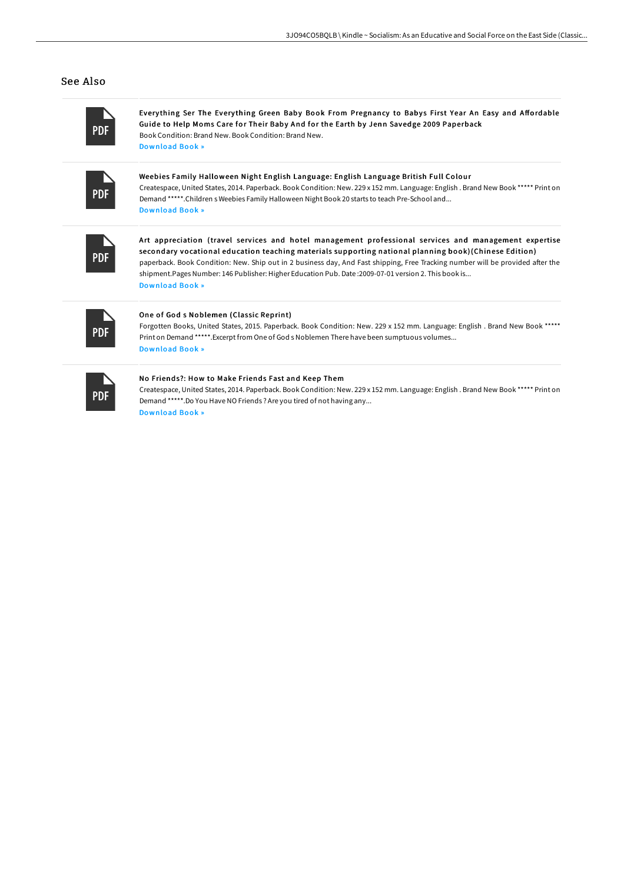## See Also

**Everything Ser The Everything Green Baby Book From Pregnancy to Babys First Year An Easy and Affordable Guide to Help Moms Care for Their Baby And for the Earth by Jenn Savedge 2009 Paperback**

Book Condition: Brand New. Book Condition: Brand New.

Download Book »

**Weebies Family Halloween Night English Language: English Language British Full Colour**

Createspace, United States, 2014. Paperback. Book Condition: New. 229 x 152 mm. Language: English . Brand New Book ***** Print on Demand *****.Children s Weebies Family Halloween Night Book 20 starts to teach Pre-School and...

Download Book »

**Art appreciation (travel services and hotel management professional services and management expertise secondary vocational education teaching materials supporting national planning book)(Chinese Edition)**

paperback. Book Condition: New. Ship out in 2 business day, And Fast shipping, Free Tracking number will be provided after the shipment.Pages Number: 146 Publisher: Higher Education Pub. Date :2009-07-01 version 2. This book is...

Download Book »

**One of God s Noblemen (Classic Reprint)**

Forgotten Books, United States, 2015. Paperback. Book Condition: New. 229 x 152 mm. Language: English . Brand New Book ***** Print on Demand *****.Excerpt from One of God s Noblemen There have been sumptuous volumes...

Download Book »

**No Friends?: How to Make Friends Fast and Keep Them**

Createspace, United States, 2014. Paperback. Book Condition: New. 229 x 152 mm. Language: English . Brand New Book ***** Print on Demand *****.Do You Have NO Friends ? Are you tired of not having any...

Download Book »